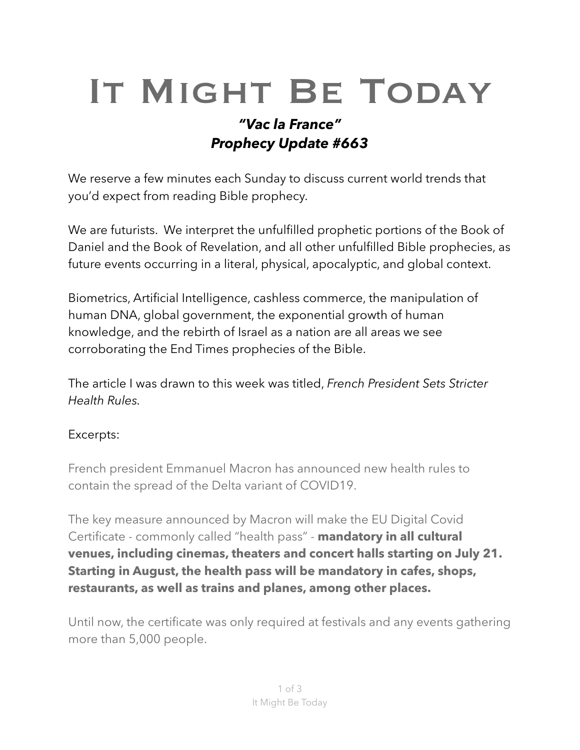# It Might Be Today

***"Vac la France"***
***Prophecy Update #663***

We reserve a few minutes each Sunday to discuss current world trends that you'd expect from reading Bible prophecy.

We are futurists. We interpret the unfulfilled prophetic portions of the Book of Daniel and the Book of Revelation, and all other unfulfilled Bible prophecies, as future events occurring in a literal, physical, apocalyptic, and global context.

Biometrics, Artificial Intelligence, cashless commerce, the manipulation of human DNA, global government, the exponential growth of human knowledge, and the rebirth of Israel as a nation are all areas we see corroborating the End Times prophecies of the Bible.

The article I was drawn to this week was titled, *French President Sets Stricter Health Rules.*

Excerpts:

French president Emmanuel Macron has announced new health rules to contain the spread of the Delta variant of COVID19.

The key measure announced by Macron will make the EU Digital Covid Certificate - commonly called "health pass" - **mandatory in all cultural venues, including cinemas, theaters and concert halls starting on July 21. Starting in August, the health pass will be mandatory in cafes, shops, restaurants, as well as trains and planes, among other places.**

Until now, the certificate was only required at festivals and any events gathering more than 5,000 people.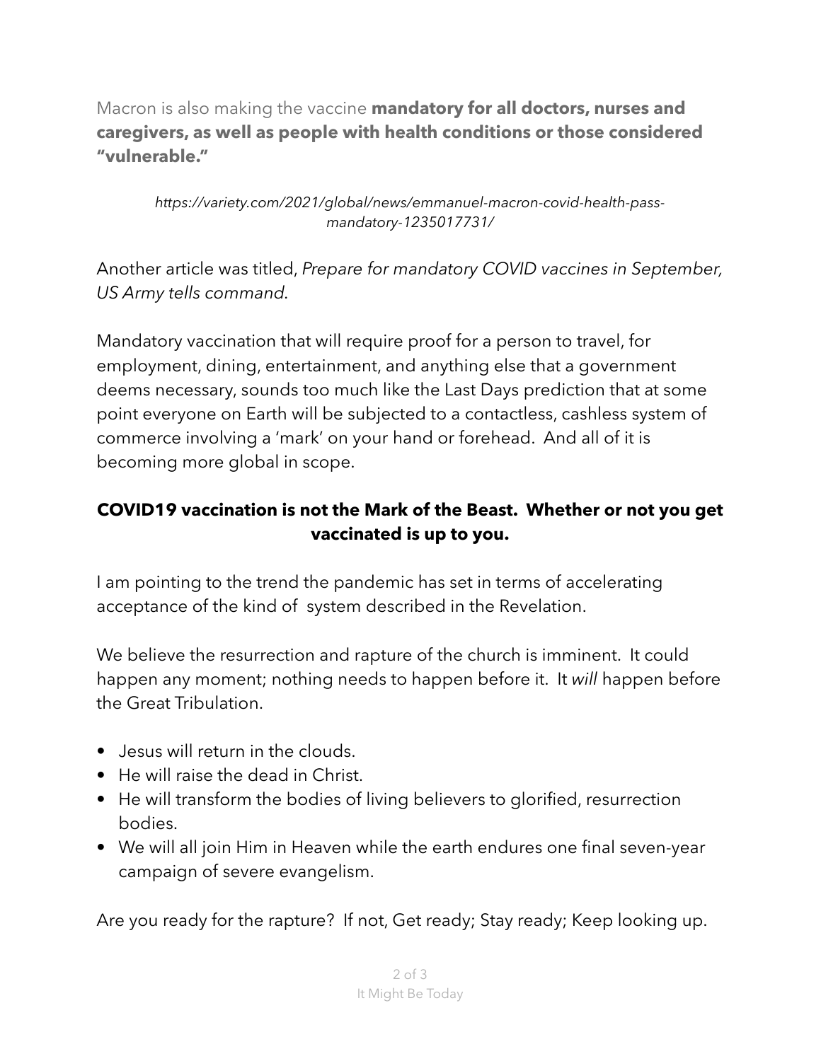Macron is also making the vaccine **mandatory for all doctors, nurses and caregivers, as well as people with health conditions or those considered "vulnerable."**

*https://variety.com/2021/global/news/emmanuel-macron-covid-health-pass-mandatory-1235017731/*

Another article was titled, *Prepare for mandatory COVID vaccines in September, US Army tells command*.

Mandatory vaccination that will require proof for a person to travel, for employment, dining, entertainment, and anything else that a government deems necessary, sounds too much like the Last Days prediction that at some point everyone on Earth will be subjected to a contactless, cashless system of commerce involving a 'mark' on your hand or forehead. And all of it is becoming more global in scope.

**COVID19 vaccination is not the Mark of the Beast. Whether or not you get vaccinated is up to you.**

I am pointing to the trend the pandemic has set in terms of accelerating acceptance of the kind of system described in the Revelation.

We believe the resurrection and rapture of the church is imminent. It could happen any moment; nothing needs to happen before it. It *will* happen before the Great Tribulation.

- Jesus will return in the clouds.
- He will raise the dead in Christ.
- He will transform the bodies of living believers to glorified, resurrection bodies.
- We will all join Him in Heaven while the earth endures one final seven-year campaign of severe evangelism.

Are you ready for the rapture? If not, Get ready; Stay ready; Keep looking up.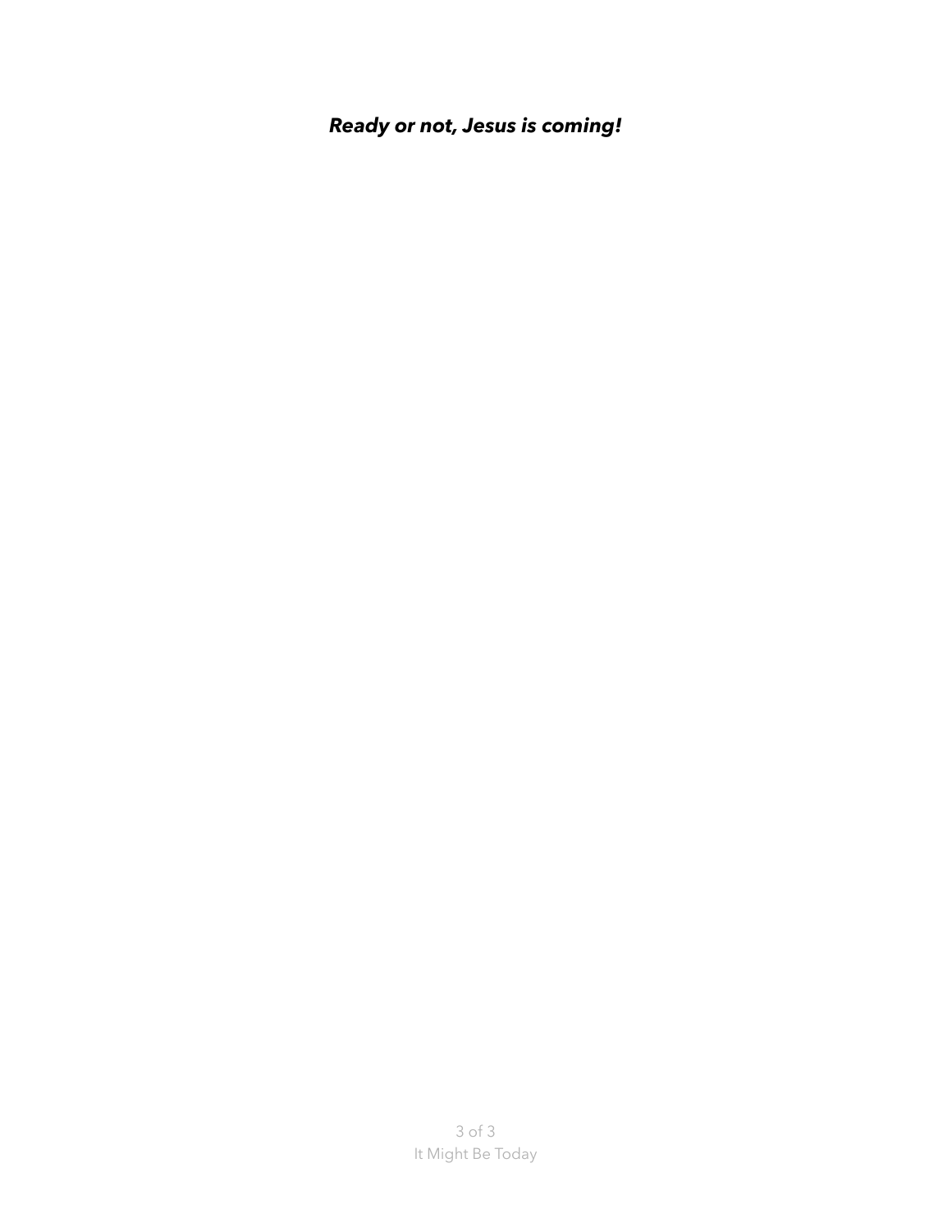***Ready or not, Jesus is coming!***